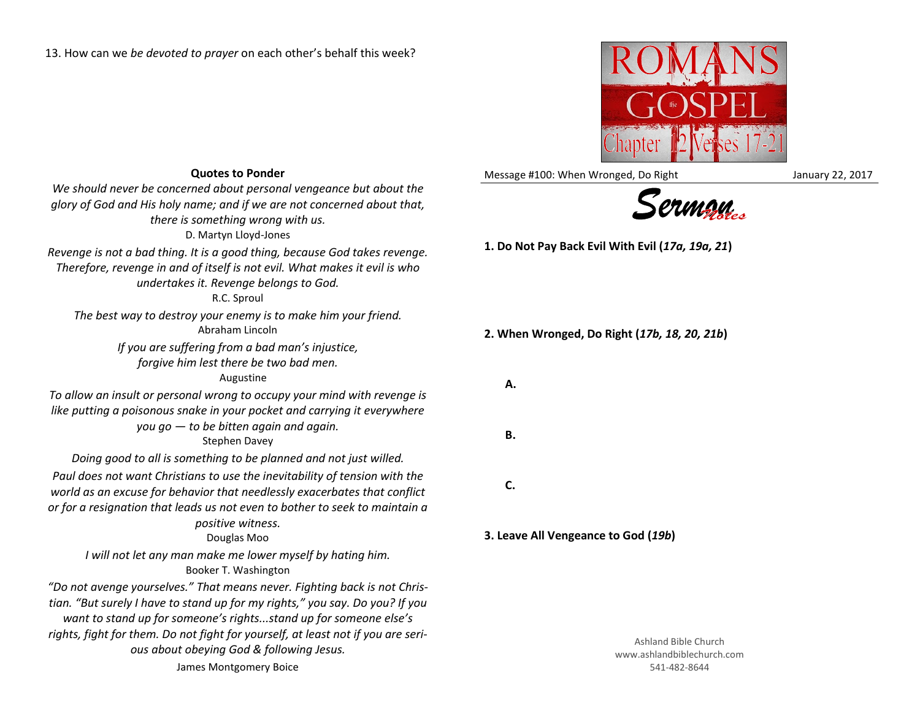13. How can we *be devoted to prayer* on each other's behalf this week?

**Quotes to Ponder**

*We should never be concerned about personal vengeance but about the glory of God and His holy name; and if we are not concerned about that, there is something wrong with us.*
D. Martyn Lloyd-Jones

*Revenge is not a bad thing. It is a good thing, because God takes revenge. Therefore, revenge in and of itself is not evil. What makes it evil is who undertakes it. Revenge belongs to God.*
R.C. Sproul

*The best way to destroy your enemy is to make him your friend.*
Abraham Lincoln

*If you are suffering from a bad man's injustice, forgive him lest there be two bad men.*
Augustine

*To allow an insult or personal wrong to occupy your mind with revenge is like putting a poisonous snake in your pocket and carrying it everywhere you go — to be bitten again and again.*
Stephen Davey

*Doing good to all is something to be planned and not just willed.*

*Paul does not want Christians to use the inevitability of tension with the world as an excuse for behavior that needlessly exacerbates that conflict or for a resignation that leads us not even to bother to seek to maintain a positive witness.*
Douglas Moo

*I will not let any man make me lower myself by hating him.*
Booker T. Washington

*"Do not avenge yourselves." That means never. Fighting back is not Christian. "But surely I have to stand up for my rights," you say. Do you? If you want to stand up for someone's rights...stand up for someone else's rights, fight for them. Do not fight for yourself, at least not if you are serious about obeying God & following Jesus.*
James Montgomery Boice

ROMANS the GOSPEL Chapter 12 Verses 17-21

Message #100: When Wronged, Do Right — January 22, 2017

*Sermon Notes*

**1. Do Not Pay Back Evil With Evil (*17a, 19a, 21*)**

**2. When Wronged, Do Right (*17b, 18, 20, 21b*)**

**A.**

**B.**

**C.**

**3. Leave All Vengeance to God (*19b*)**

Ashland Bible Church
www.ashlandbiblechurch.com
541-482-8644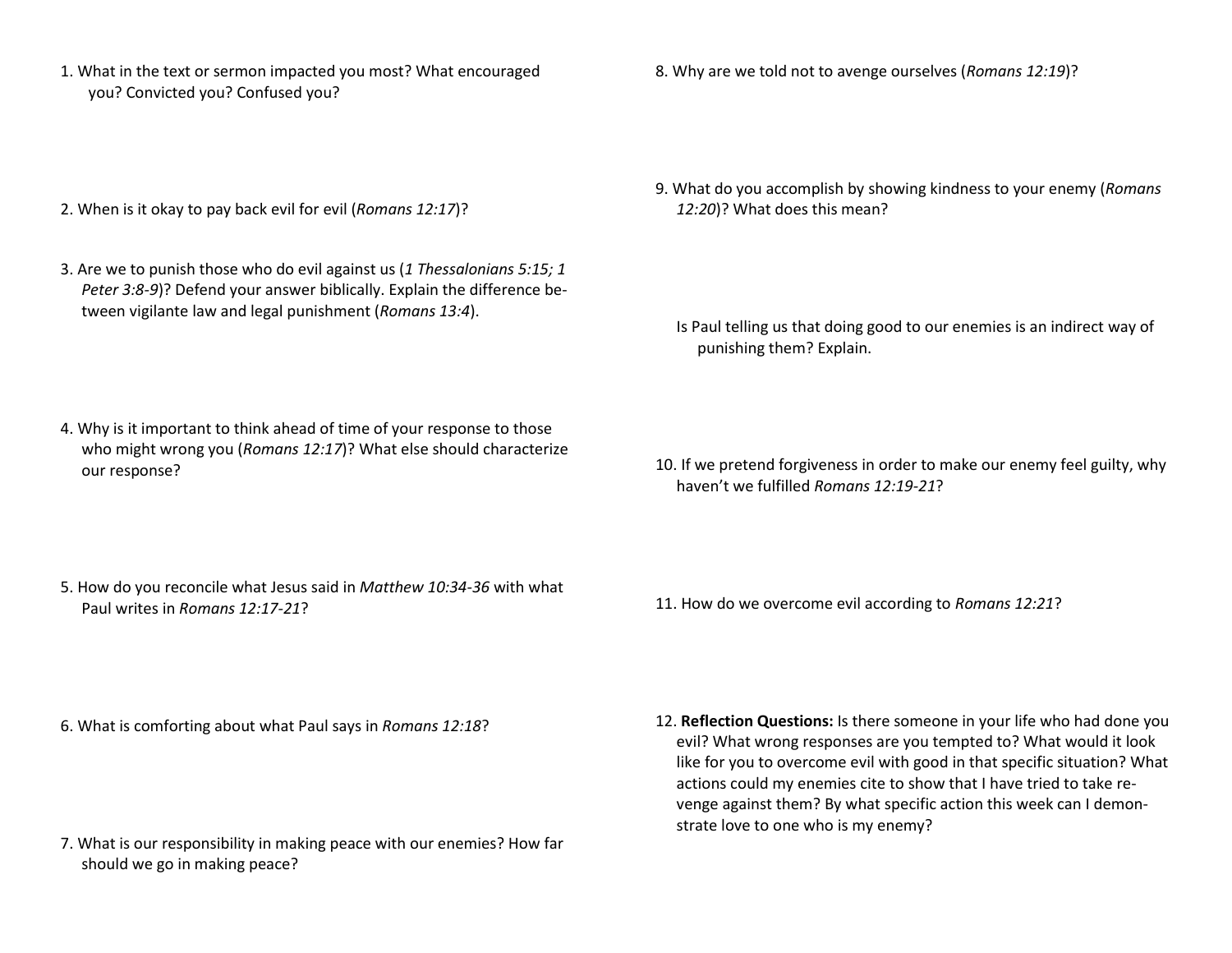1. What in the text or sermon impacted you most? What encouraged you? Convicted you? Confused you?

2. When is it okay to pay back evil for evil (*Romans 12:17*)?

3. Are we to punish those who do evil against us (*1 Thessalonians 5:15; 1 Peter 3:8-9*)? Defend your answer biblically. Explain the difference between vigilante law and legal punishment (*Romans 13:4*).

4. Why is it important to think ahead of time of your response to those who might wrong you (*Romans 12:17*)? What else should characterize our response?

5. How do you reconcile what Jesus said in *Matthew 10:34-36* with what Paul writes in *Romans 12:17-21*?

6. What is comforting about what Paul says in *Romans 12:18*?

7. What is our responsibility in making peace with our enemies? How far should we go in making peace?

8. Why are we told not to avenge ourselves (*Romans 12:19*)?

9. What do you accomplish by showing kindness to your enemy (*Romans 12:20*)? What does this mean?

   Is Paul telling us that doing good to our enemies is an indirect way of punishing them? Explain.

10. If we pretend forgiveness in order to make our enemy feel guilty, why haven't we fulfilled *Romans 12:19-21*?

11. How do we overcome evil according to *Romans 12:21*?

12. **Reflection Questions:** Is there someone in your life who had done you evil? What wrong responses are you tempted to? What would it look like for you to overcome evil with good in that specific situation? What actions could my enemies cite to show that I have tried to take revenge against them? By what specific action this week can I demonstrate love to one who is my enemy?